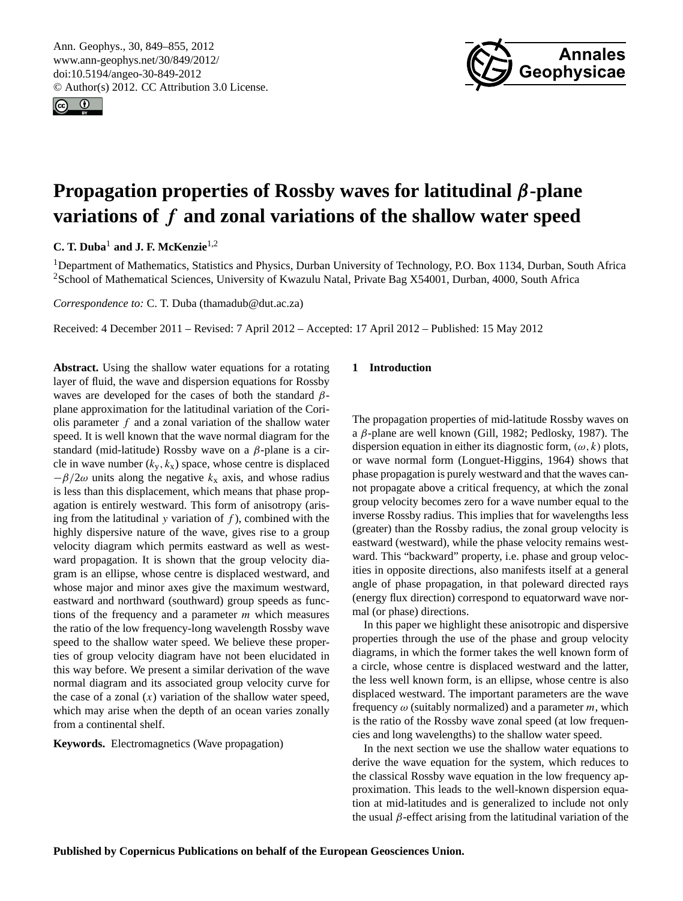# Propagation properties of Rossby waves for latitudinal $\beta$-plane variations of $f$ and zonal variations of the shallow water speed

**C. T. Duba**[1] **and J. F. McKenzie**[1,2]

[1]Department of Mathematics, Statistics and Physics, Durban University of Technology, P.O. Box 1134, Durban, South Africa
[2]School of Mathematical Sciences, University of Kwazulu Natal, Private Bag X54001, Durban, 4000, South Africa

*Correspondence to:* C. T. Duba (thamadub@dut.ac.za)

Received: 4 December 2011 – Revised: 7 April 2012 – Accepted: 17 April 2012 – Published: 15 May 2012

**Abstract.** Using the shallow water equations for a rotating layer of fluid, the wave and dispersion equations for Rossby waves are developed for the cases of both the standard $\beta$-plane approximation for the latitudinal variation of the Coriolis parameter $f$ and a zonal variation of the shallow water speed. It is well known that the wave normal diagram for the standard (mid-latitude) Rossby wave on a $\beta$-plane is a circle in wave number ($k_y$, $k_x$) space, whose centre is displaced $-\beta/2\omega$ units along the negative $k_x$ axis, and whose radius is less than this displacement, which means that phase propagation is entirely westward. This form of anisotropy (arising from the latitudinal $y$ variation of $f$), combined with the highly dispersive nature of the wave, gives rise to a group velocity diagram which permits eastward as well as westward propagation. It is shown that the group velocity diagram is an ellipse, whose centre is displaced westward, and whose major and minor axes give the maximum westward, eastward and northward (southward) group speeds as functions of the frequency and a parameter $m$ which measures the ratio of the low frequency-long wavelength Rossby wave speed to the shallow water speed. We believe these properties of group velocity diagram have not been elucidated in this way before. We present a similar derivation of the wave normal diagram and its associated group velocity curve for the case of a zonal ($x$) variation of the shallow water speed, which may arise when the depth of an ocean varies zonally from a continental shelf.

**Keywords.** Electromagnetics (Wave propagation)

## 1 Introduction

The propagation properties of mid-latitude Rossby waves on a $\beta$-plane are well known (Gill, 1982; Pedlosky, 1987). The dispersion equation in either its diagnostic form, $(\omega, k)$ plots, or wave normal form (Longuet-Higgins, 1964) shows that phase propagation is purely westward and that the waves cannot propagate above a critical frequency, at which the zonal group velocity becomes zero for a wave number equal to the inverse Rossby radius. This implies that for wavelengths less (greater) than the Rossby radius, the zonal group velocity is eastward (westward), while the phase velocity remains westward. This "backward" property, i.e. phase and group velocities in opposite directions, also manifests itself at a general angle of phase propagation, in that poleward directed rays (energy flux direction) correspond to equatorward wave normal (or phase) directions.

In this paper we highlight these anisotropic and dispersive properties through the use of the phase and group velocity diagrams, in which the former takes the well known form of a circle, whose centre is displaced westward and the latter, the less well known form, is an ellipse, whose centre is also displaced westward. The important parameters are the wave frequency $\omega$ (suitably normalized) and a parameter $m$, which is the ratio of the Rossby wave zonal speed (at low frequencies and long wavelengths) to the shallow water speed.

In the next section we use the shallow water equations to derive the wave equation for the system, which reduces to the classical Rossby wave equation in the low frequency approximation. This leads to the well-known dispersion equation at mid-latitudes and is generalized to include not only the usual $\beta$-effect arising from the latitudinal variation of the

**Published by Copernicus Publications on behalf of the European Geosciences Union.**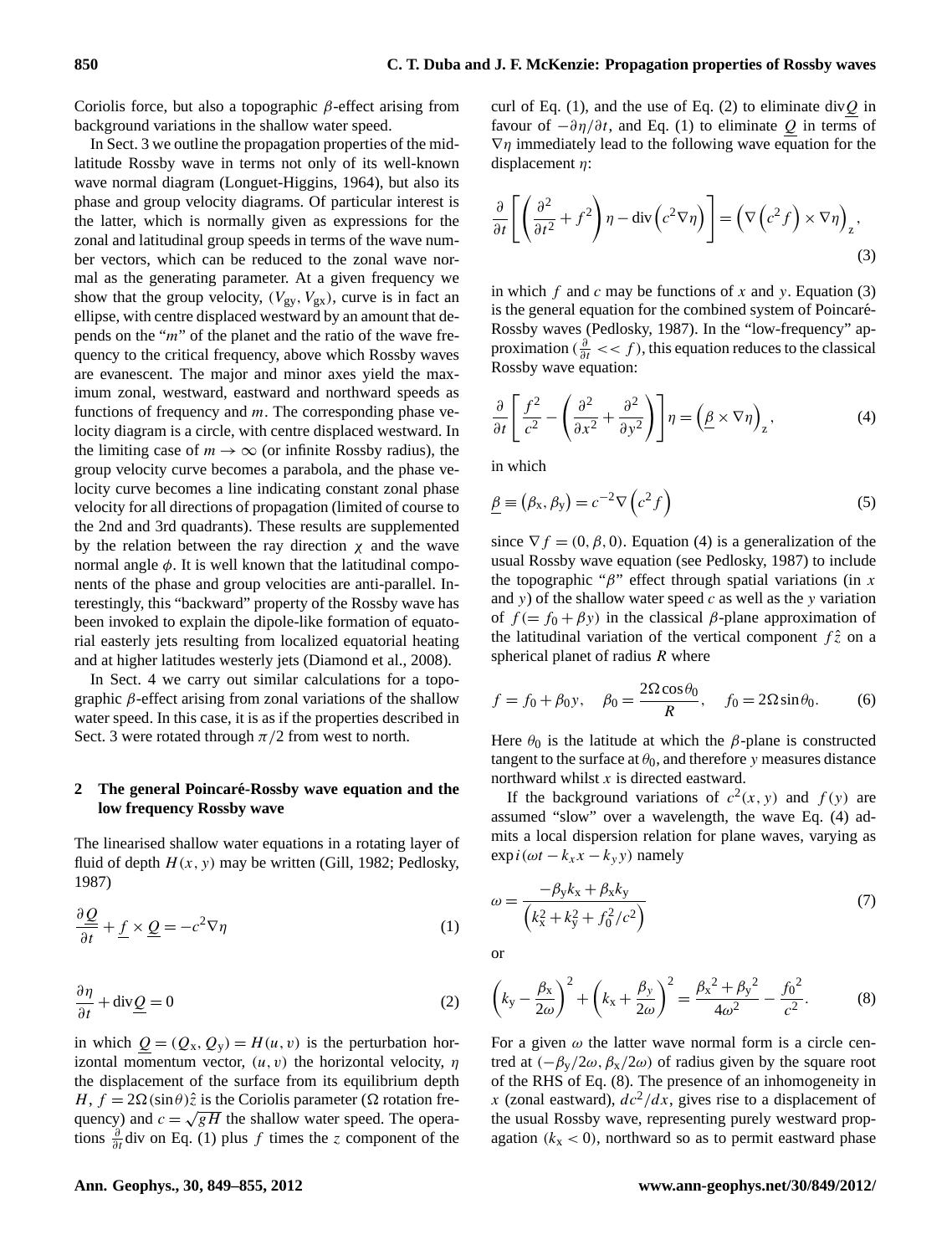Coriolis force, but also a topographic $\beta$-effect arising from background variations in the shallow water speed.

In Sect. 3 we outline the propagation properties of the mid-latitude Rossby wave in terms not only of its well-known wave normal diagram (Longuet-Higgins, 1964), but also its phase and group velocity diagrams. Of particular interest is the latter, which is normally given as expressions for the zonal and latitudinal group speeds in terms of the wave number vectors, which can be reduced to the zonal wave normal as the generating parameter. At a given frequency we show that the group velocity, $(V_{gy}, V_{gx})$, curve is in fact an ellipse, with centre displaced westward by an amount that depends on the "$m$" of the planet and the ratio of the wave frequency to the critical frequency, above which Rossby waves are evanescent. The major and minor axes yield the maximum zonal, westward, eastward and northward speeds as functions of frequency and $m$. The corresponding phase velocity diagram is a circle, with centre displaced westward. In the limiting case of $m \to \infty$ (or infinite Rossby radius), the group velocity curve becomes a parabola, and the phase velocity curve becomes a line indicating constant zonal phase velocity for all directions of propagation (limited of course to the 2nd and 3rd quadrants). These results are supplemented by the relation between the ray direction $\chi$ and the wave normal angle $\phi$. It is well known that the latitudinal components of the phase and group velocities are anti-parallel. Interestingly, this "backward" property of the Rossby wave has been invoked to explain the dipole-like formation of equatorial easterly jets resulting from localized equatorial heating and at higher latitudes westerly jets (Diamond et al., 2008).

In Sect. 4 we carry out similar calculations for a topographic $\beta$-effect arising from zonal variations of the shallow water speed. In this case, it is as if the properties described in Sect. 3 were rotated through $\pi/2$ from west to north.

## 2 The general Poincaré-Rossby wave equation and the low frequency Rossby wave

The linearised shallow water equations in a rotating layer of fluid of depth $H(x, y)$ may be written (Gill, 1982; Pedlosky, 1987)

$$\frac{\partial \underline{Q}}{\partial t} + \underline{f} \times \underline{Q} = -c^2 \nabla \eta \tag{1}$$

$$\frac{\partial \eta}{\partial t} + \operatorname{div} \underline{Q} = 0 \tag{2}$$

in which $\underline{Q} = (Q_x, Q_y) = H(u, v)$ is the perturbation horizontal momentum vector, $(u, v)$ the horizontal velocity, $\eta$ the displacement of the surface from its equilibrium depth $H$, $f = 2\Omega(\sin\theta)\hat{z}$ is the Coriolis parameter ($\Omega$ rotation frequency) and $c = \sqrt{gH}$ the shallow water speed. The operations $\frac{\partial}{\partial t}\operatorname{div}$ on Eq. (1) plus $f$ times the $z$ component of the curl of Eq. (1), and the use of Eq. (2) to eliminate $\operatorname{div}\underline{Q}$ in favour of $-\partial\eta/\partial t$, and Eq. (1) to eliminate $\underline{Q}$ in terms of $\nabla\eta$ immediately lead to the following wave equation for the displacement $\eta$:

$$\frac{\partial}{\partial t}\left[\left(\frac{\partial^2}{\partial t^2} + f^2\right)\eta - \operatorname{div}\left(c^2 \nabla \eta\right)\right] = \left(\nabla\left(c^2 f\right) \times \nabla \eta\right)_z, \tag{3}$$

in which $f$ and $c$ may be functions of $x$ and $y$. Equation (3) is the general equation for the combined system of Poincaré-Rossby waves (Pedlosky, 1987). In the "low-frequency" approximation ($\frac{\partial}{\partial t} << f$), this equation reduces to the classical Rossby wave equation:

$$\frac{\partial}{\partial t}\left[\frac{f^2}{c^2} - \left(\frac{\partial^2}{\partial x^2} + \frac{\partial^2}{\partial y^2}\right)\right]\eta = \left(\underline{\beta} \times \nabla \eta\right)_z, \tag{4}$$

in which

$$\underline{\beta} \equiv \left(\beta_x, \beta_y\right) = c^{-2} \nabla \left(c^2 f\right) \tag{5}$$

since $\nabla f = (0, \beta, 0)$. Equation (4) is a generalization of the usual Rossby wave equation (see Pedlosky, 1987) to include the topographic "$\beta$" effect through spatial variations (in $x$ and $y$) of the shallow water speed $c$ as well as the $y$ variation of $f (= f_0 + \beta y)$ in the classical $\beta$-plane approximation of the latitudinal variation of the vertical component $f\hat{z}$ on a spherical planet of radius $R$ where

$$f = f_0 + \beta_0 y, \quad \beta_0 = \frac{2\Omega \cos\theta_0}{R}, \quad f_0 = 2\Omega \sin\theta_0. \tag{6}$$

Here $\theta_0$ is the latitude at which the $\beta$-plane is constructed tangent to the surface at $\theta_0$, and therefore $y$ measures distance northward whilst $x$ is directed eastward.

If the background variations of $c^2(x, y)$ and $f(y)$ are assumed "slow" over a wavelength, the wave Eq. (4) admits a local dispersion relation for plane waves, varying as $\exp i(\omega t - k_x x - k_y y)$ namely

$$\omega = \frac{-\beta_y k_x + \beta_x k_y}{\left(k_x^2 + k_y^2 + f_0^2/c^2\right)} \tag{7}$$

or

$$\left(k_y - \frac{\beta_x}{2\omega}\right)^2 + \left(k_x + \frac{\beta_y}{2\omega}\right)^2 = \frac{{\beta_x}^2 + {\beta_y}^2}{4\omega^2} - \frac{{f_0}^2}{c^2}. \tag{8}$$

For a given $\omega$ the latter wave normal form is a circle centred at $(-\beta_y/2\omega, \beta_x/2\omega)$ of radius given by the square root of the RHS of Eq. (8). The presence of an inhomogeneity in $x$ (zonal eastward), $dc^2/dx$, gives rise to a displacement of the usual Rossby wave, representing purely westward propagation ($k_x < 0$), northward so as to permit eastward phase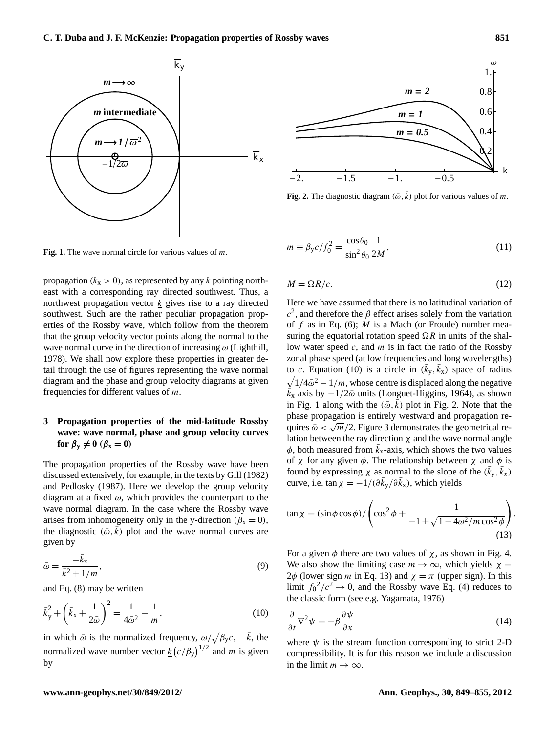Fig. 1. The wave normal circle for various values of $m$.

Fig. 2. The diagnostic diagram $(\bar{\omega}, \bar{k})$ plot for various values of $m$.

propagation ($k_x > 0$), as represented by any $\underline{k}$ pointing northeast with a corresponding ray directed southwest. Thus, a northwest propagation vector $\underline{k}$ gives rise to a ray directed southwest. Such are the rather peculiar propagation properties of the Rossby wave, which follow from the theorem that the group velocity vector points along the normal to the wave normal curve in the direction of increasing $\omega$ (Lighthill, 1978). We shall now explore these properties in greater detail through the use of figures representing the wave normal diagram and the phase and group velocity diagrams at given frequencies for different values of $m$.

## 3 Propagation properties of the mid-latitude Rossby wave: wave normal, phase and group velocity curves for $\beta_y \neq 0$ ($\beta_x = 0$)

The propagation properties of the Rossby wave have been discussed extensively, for example, in the texts by Gill (1982) and Pedlosky (1987). Here we develop the group velocity diagram at a fixed $\omega$, which provides the counterpart to the wave normal diagram. In the case where the Rossby wave arises from inhomogeneity only in the y-direction ($\beta_x = 0$), the diagnostic $(\bar{\omega}, \bar{k})$ plot and the wave normal curves are given by

$$\bar{\omega} = \frac{-\bar{k}_x}{\bar{k}^2 + 1/m}, \tag{9}$$

and Eq. (8) may be written

$$\bar{k}_y^2 + \left(\bar{k}_x + \frac{1}{2\bar{\omega}}\right)^2 = \frac{1}{4\bar{\omega}^2} - \frac{1}{m}, \tag{10}$$

in which $\bar{\omega}$ is the normalized frequency, $\omega/\sqrt{\beta_y c}$, $\underline{\bar{k}}$, the normalized wave number vector $\underline{k}\left(c/\beta_y\right)^{1/2}$ and $m$ is given by

$$m \equiv \beta_y c/f_0^2 = \frac{\cos\theta_0}{\sin^2\theta_0}\frac{1}{2M}, \tag{11}$$

$$M = \Omega R/c. \tag{12}$$

Here we have assumed that there is no latitudinal variation of $c^2$, and therefore the $\beta$ effect arises solely from the variation of $f$ as in Eq. (6); $M$ is a Mach (or Froude) number measuring the equatorial rotation speed $\Omega R$ in units of the shallow water speed $c$, and $m$ is in fact the ratio of the Rossby zonal phase speed (at low frequencies and long wavelengths) to $c$. Equation (10) is a circle in $(\bar{k}_y, \bar{k}_x)$ space of radius $\sqrt{1/4\bar{\omega}^2 - 1/m}$, whose centre is displaced along the negative $\bar{k}_x$ axis by $-1/2\bar{\omega}$ units (Longuet-Higgins, 1964), as shown in Fig. 1 along with the $(\bar{\omega}, \bar{k})$ plot in Fig. 2. Note that the phase propagation is entirely westward and propagation requires $\bar{\omega} < \sqrt{m}/2$. Figure 3 demonstrates the geometrical relation between the ray direction $\chi$ and the wave normal angle $\phi$, both measured from $\bar{k}_x$-axis, which shows the two values of $\chi$ for any given $\phi$. The relationship between $\chi$ and $\phi$ is found by expressing $\chi$ as normal to the slope of the $(\bar{k}_y, \bar{k}_x)$ curve, i.e. $\tan\chi = -1/(\partial\bar{k}_y/\partial\bar{k}_x)$, which yields

$$\tan\chi = (\sin\phi\cos\phi)/\left(\cos^2\phi + \frac{1}{-1 \pm \sqrt{1 - 4\omega^2/m\cos^2\phi}}\right). \tag{13}$$

For a given $\phi$ there are two values of $\chi$, as shown in Fig. 4. We also show the limiting case $m \to \infty$, which yields $\chi = 2\phi$ (lower sign $m$ in Eq. 13) and $\chi = \pi$ (upper sign). In this limit ${f_0}^2/c^2 \to 0$, and the Rossby wave Eq. (4) reduces to the classic form (see e.g. Yagamata, 1976)

$$\frac{\partial}{\partial t}\nabla^2\psi = -\beta\frac{\partial\psi}{\partial x} \tag{14}$$

where $\psi$ is the stream function corresponding to strict 2-D compressibility. It is for this reason we include a discussion in the limit $m \to \infty$.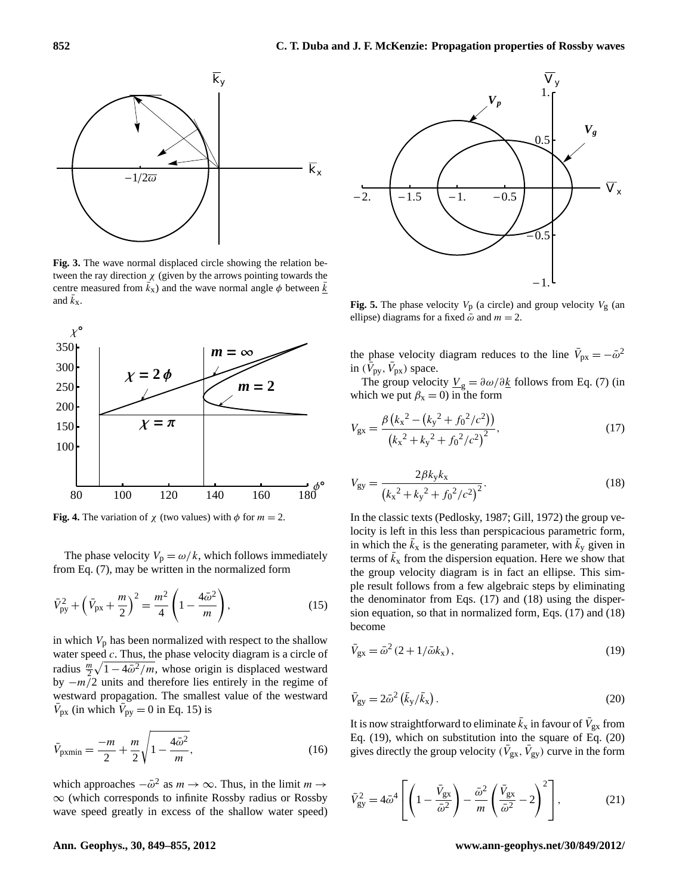**Fig. 3.** The wave normal displaced circle showing the relation between the ray direction $\chi$ (given by the arrows pointing towards the centre measured from $\bar{k}_x$) and the wave normal angle $\phi$ between $\underline{\bar{k}}$ and $\bar{k}_x$.

**Fig. 4.** The variation of $\chi$ (two values) with $\phi$ for $m = 2$.

The phase velocity $V_p = \omega/k$, which follows immediately from Eq. (7), may be written in the normalized form

$$\bar{V}_{py}^2 + \left(\bar{V}_{px} + \frac{m}{2}\right)^2 = \frac{m^2}{4}\left(1 - \frac{4\bar{\omega}^2}{m}\right), \tag{15}$$

in which $V_p$ has been normalized with respect to the shallow water speed $c$. Thus, the phase velocity diagram is a circle of radius $\frac{m}{2}\sqrt{1 - 4\bar{\omega}^2/m}$, whose origin is displaced westward by $-m/2$ units and therefore lies entirely in the regime of westward propagation. The smallest value of the westward $\bar{V}_{px}$ (in which $\bar{V}_{py} = 0$ in Eq. 15) is

$$\bar{V}_{px\min} = \frac{-m}{2} + \frac{m}{2}\sqrt{1 - \frac{4\bar{\omega}^2}{m}}, \tag{16}$$

which approaches $-\bar{\omega}^2$ as $m \to \infty$. Thus, in the limit $m \to \infty$ (which corresponds to infinite Rossby radius or Rossby wave speed greatly in excess of the shallow water speed) the phase velocity diagram reduces to the line $\bar{V}_{px} = -\bar{\omega}^2$ in $(\bar{V}_{py}, \bar{V}_{px})$ space.

**Fig. 5.** The phase velocity $V_p$ (a circle) and group velocity $V_g$ (an ellipse) diagrams for a fixed $\bar{\omega}$ and $m = 2$.

The group velocity $\underline{V}_g = \partial\omega/\partial\underline{k}$ follows from Eq. (7) (in which we put $\beta_x = 0$) in the form

$$V_{gx} = \frac{\beta\left(k_x{}^2 - \left(k_y{}^2 + f_0{}^2/c^2\right)\right)}{\left(k_x{}^2 + k_y{}^2 + f_0{}^2/c^2\right)^2}, \tag{17}$$

$$V_{gy} = \frac{2\beta k_y k_x}{\left(k_x{}^2 + k_y{}^2 + f_0{}^2/c^2\right)^2}. \tag{18}$$

In the classic texts (Pedlosky, 1987; Gill, 1972) the group velocity is left in this less than perspicacious parametric form, in which the $\bar{k}_x$ is the generating parameter, with $\bar{k}_y$ given in terms of $\bar{k}_x$ from the dispersion equation. Here we show that the group velocity diagram is in fact an ellipse. This simple result follows from a few algebraic steps by eliminating the denominator from Eqs. (17) and (18) using the dispersion equation, so that in normalized form, Eqs. (17) and (18) become

$$\bar{V}_{gx} = \bar{\omega}^2\left(2 + 1/\bar{\omega}k_x\right), \tag{19}$$

$$\bar{V}_{gy} = 2\bar{\omega}^2\left(\bar{k}_y/\bar{k}_x\right). \tag{20}$$

It is now straightforward to eliminate $\bar{k}_x$ in favour of $\bar{V}_{gx}$ from Eq. (19), which on substitution into the square of Eq. (20) gives directly the group velocity $(\bar{V}_{gx}, \bar{V}_{gy})$ curve in the form

$$\bar{V}_{gy}^2 = 4\bar{\omega}^4\left[\left(1 - \frac{\bar{V}_{gx}}{\bar{\omega}^2}\right) - \frac{\bar{\omega}^2}{m}\left(\frac{\bar{V}_{gx}}{\bar{\omega}^2} - 2\right)^2\right], \tag{21}$$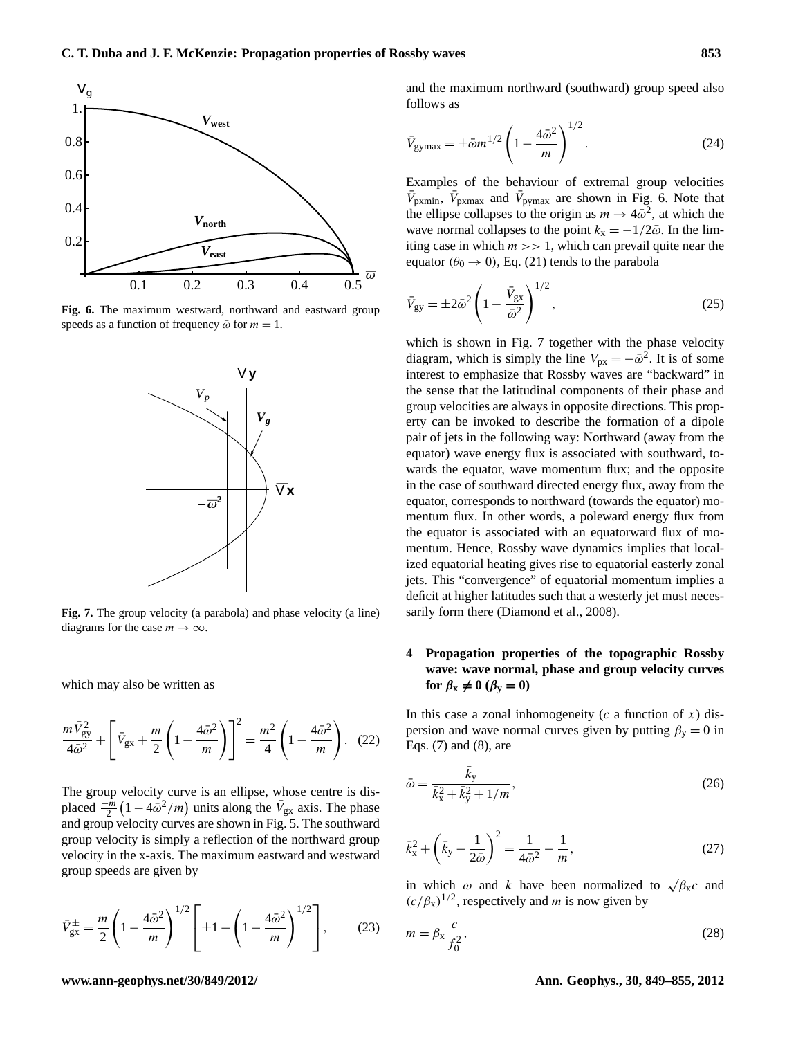**Fig. 6.** The maximum westward, northward and eastward group speeds as a function of frequency $\bar{\omega}$ for $m = 1$.

**Fig. 7.** The group velocity (a parabola) and phase velocity (a line) diagrams for the case $m \to \infty$.

which may also be written as

$$\frac{m\bar{V}_{\rm gy}^2}{4\bar{\omega}^2} + \left[\bar{V}_{\rm gx} + \frac{m}{2}\left(1 - \frac{4\bar{\omega}^2}{m}\right)\right]^2 = \frac{m^2}{4}\left(1 - \frac{4\bar{\omega}^2}{m}\right). \quad (22)$$

The group velocity curve is an ellipse, whose centre is displaced $\frac{-m}{2}\left(1 - 4\bar{\omega}^2/m\right)$ units along the $\bar{V}_{\rm gx}$ axis. The phase and group velocity curves are shown in Fig. 5. The southward group velocity is simply a reflection of the northward group velocity in the x-axis. The maximum eastward and westward group speeds are given by

$$\bar{V}_{\rm gx}^{\pm} = \frac{m}{2}\left(1 - \frac{4\bar{\omega}^2}{m}\right)^{1/2}\left[\pm 1 - \left(1 - \frac{4\bar{\omega}^2}{m}\right)^{1/2}\right], \quad (23)$$

and the maximum northward (southward) group speed also follows as

$$\bar{V}_{\rm gymax} = \pm\bar{\omega}m^{1/2}\left(1 - \frac{4\bar{\omega}^2}{m}\right)^{1/2}. \quad (24)$$

Examples of the behaviour of extremal group velocities $\bar{V}_{\rm pxmin}$, $\bar{V}_{\rm pxmax}$ and $\bar{V}_{\rm pymax}$ are shown in Fig. 6. Note that the ellipse collapses to the origin as $m \to 4\bar{\omega}^2$, at which the wave normal collapses to the point $k_{\rm x} = -1/2\bar{\omega}$. In the limiting case in which $m >> 1$, which can prevail quite near the equator ($\theta_0 \to 0$), Eq. (21) tends to the parabola

$$\bar{V}_{\rm gy} = \pm 2\bar{\omega}^2\left(1 - \frac{\bar{V}_{\rm gx}}{\bar{\omega}^2}\right)^{1/2}, \quad (25)$$

which is shown in Fig. 7 together with the phase velocity diagram, which is simply the line $V_{\rm px} = -\bar{\omega}^2$. It is of some interest to emphasize that Rossby waves are "backward" in the sense that the latitudinal components of their phase and group velocities are always in opposite directions. This property can be invoked to describe the formation of a dipole pair of jets in the following way: Northward (away from the equator) wave energy flux is associated with southward, towards the equator, wave momentum flux; and the opposite in the case of southward directed energy flux, away from the equator, corresponds to northward (towards the equator) momentum flux. In other words, a poleward energy flux from the equator is associated with an equatorward flux of momentum. Hence, Rossby wave dynamics implies that localized equatorial heating gives rise to equatorial easterly zonal jets. This "convergence" of equatorial momentum implies a deficit at higher latitudes such that a westerly jet must necessarily form there (Diamond et al., 2008).

## 4 Propagation properties of the topographic Rossby wave: wave normal, phase and group velocity curves for $\beta_{\rm x} \neq 0$ ($\beta_{\rm y} = 0$)

In this case a zonal inhomogeneity ($c$ a function of $x$) dispersion and wave normal curves given by putting $\beta_{\rm y} = 0$ in Eqs. (7) and (8), are

$$\bar{\omega} = \frac{\bar{k}_{\rm y}}{\bar{k}_{\rm x}^2 + \bar{k}_{\rm y}^2 + 1/m}, \quad (26)$$

$$\bar{k}_{\rm x}^2 + \left(\bar{k}_{\rm y} - \frac{1}{2\bar{\omega}}\right)^2 = \frac{1}{4\bar{\omega}^2} - \frac{1}{m}, \quad (27)$$

in which $\omega$ and $k$ have been normalized to $\sqrt{\beta_{\rm x}c}$ and $(c/\beta_{\rm x})^{1/2}$, respectively and $m$ is now given by

$$m = \beta_{\rm x}\frac{c}{f_0^2}, \quad (28)$$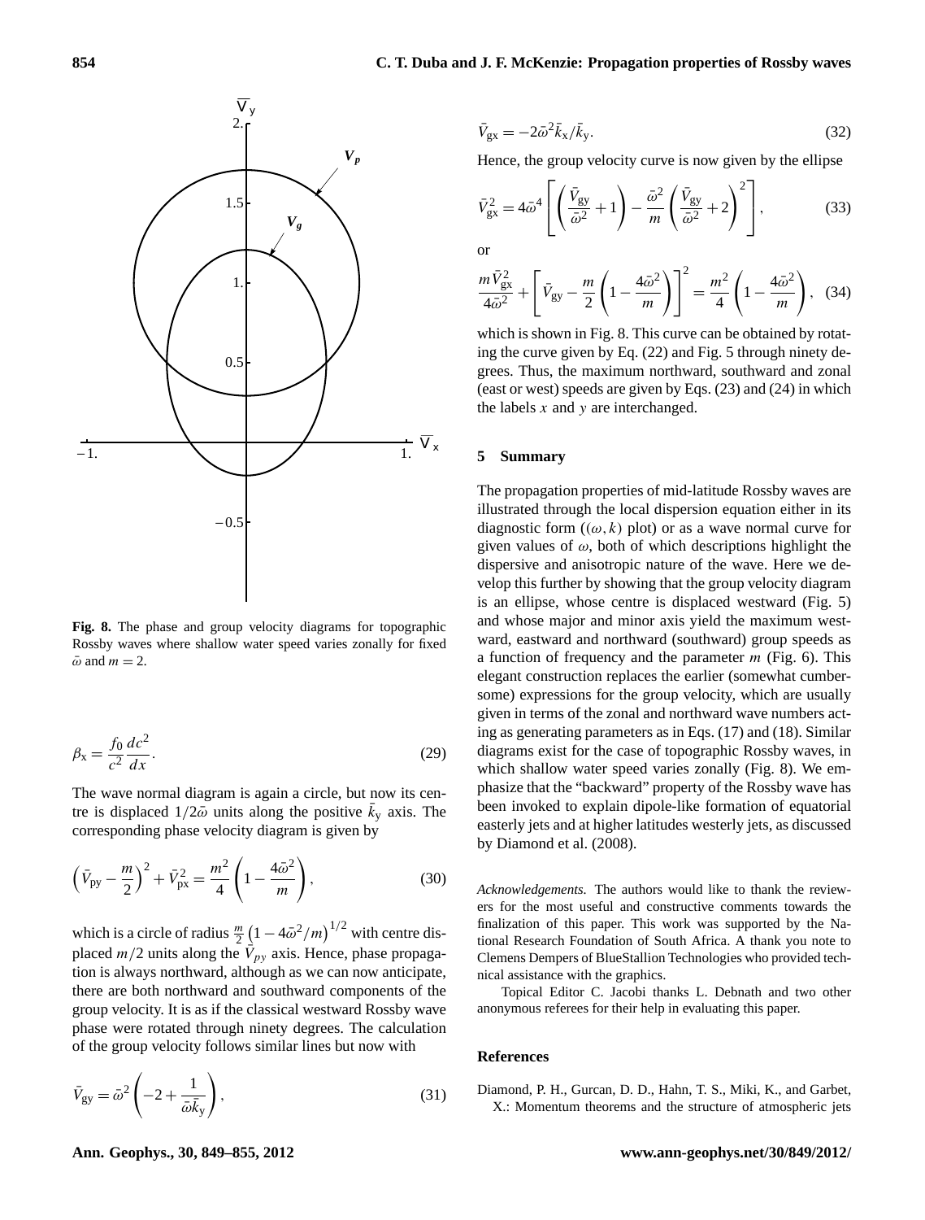**Fig. 8.** The phase and group velocity diagrams for topographic Rossby waves where shallow water speed varies zonally for fixed $\bar{\omega}$ and $m = 2$.

$$\beta_x = \frac{f_0}{c^2}\frac{dc^2}{dx}. \tag{29}$$

The wave normal diagram is again a circle, but now its centre is displaced $1/2\bar{\omega}$ units along the positive $\bar{k}_y$ axis. The corresponding phase velocity diagram is given by

$$\left(\bar{V}_{py} - \frac{m}{2}\right)^2 + \bar{V}_{px}^2 = \frac{m^2}{4}\left(1 - \frac{4\bar{\omega}^2}{m}\right), \tag{30}$$

which is a circle of radius $\frac{m}{2}\left(1 - 4\bar{\omega}^2/m\right)^{1/2}$ with centre displaced $m/2$ units along the $\bar{V}_{py}$ axis. Hence, phase propagation is always northward, although as we can now anticipate, there are both northward and southward components of the group velocity. It is as if the classical westward Rossby wave phase were rotated through ninety degrees. The calculation of the group velocity follows similar lines but now with

$$\bar{V}_{gy} = \bar{\omega}^2\left(-2 + \frac{1}{\bar{\omega}\bar{k}_y}\right), \tag{31}$$

$$\bar{V}_{gx} = -2\bar{\omega}^2\bar{k}_x/\bar{k}_y. \tag{32}$$

Hence, the group velocity curve is now given by the ellipse

$$\bar{V}_{gx}^2 = 4\bar{\omega}^4\left[\left(\frac{\bar{V}_{gy}}{\bar{\omega}^2} + 1\right) - \frac{\bar{\omega}^2}{m}\left(\frac{\bar{V}_{gy}}{\bar{\omega}^2} + 2\right)^2\right], \tag{33}$$

or

$$\frac{m\bar{V}_{gx}^2}{4\bar{\omega}^2} + \left[\bar{V}_{gy} - \frac{m}{2}\left(1 - \frac{4\bar{\omega}^2}{m}\right)\right]^2 = \frac{m^2}{4}\left(1 - \frac{4\bar{\omega}^2}{m}\right), \tag{34}$$

which is shown in Fig. 8. This curve can be obtained by rotating the curve given by Eq. (22) and Fig. 5 through ninety degrees. Thus, the maximum northward, southward and zonal (east or west) speeds are given by Eqs. (23) and (24) in which the labels $x$ and $y$ are interchanged.

## 5 Summary

The propagation properties of mid-latitude Rossby waves are illustrated through the local dispersion equation either in its diagnostic form ($(\omega, k)$ plot) or as a wave normal curve for given values of $\omega$, both of which descriptions highlight the dispersive and anisotropic nature of the wave. Here we develop this further by showing that the group velocity diagram is an ellipse, whose centre is displaced westward (Fig. 5) and whose major and minor axis yield the maximum westward, eastward and northward (southward) group speeds as a function of frequency and the parameter $m$ (Fig. 6). This elegant construction replaces the earlier (somewhat cumbersome) expressions for the group velocity, which are usually given in terms of the zonal and northward wave numbers acting as generating parameters as in Eqs. (17) and (18). Similar diagrams exist for the case of topographic Rossby waves, in which shallow water speed varies zonally (Fig. 8). We emphasize that the "backward" property of the Rossby wave has been invoked to explain dipole-like formation of equatorial easterly jets and at higher latitudes westerly jets, as discussed by Diamond et al. (2008).

*Acknowledgements.* The authors would like to thank the reviewers for the most useful and constructive comments towards the finalization of this paper. This work was supported by the National Research Foundation of South Africa. A thank you note to Clemens Dempers of BlueStallion Technologies who provided technical assistance with the graphics.

Topical Editor C. Jacobi thanks L. Debnath and two other anonymous referees for their help in evaluating this paper.

## References

Diamond, P. H., Gurcan, D. D., Hahn, T. S., Miki, K., and Garbet, X.: Momentum theorems and the structure of atmospheric jets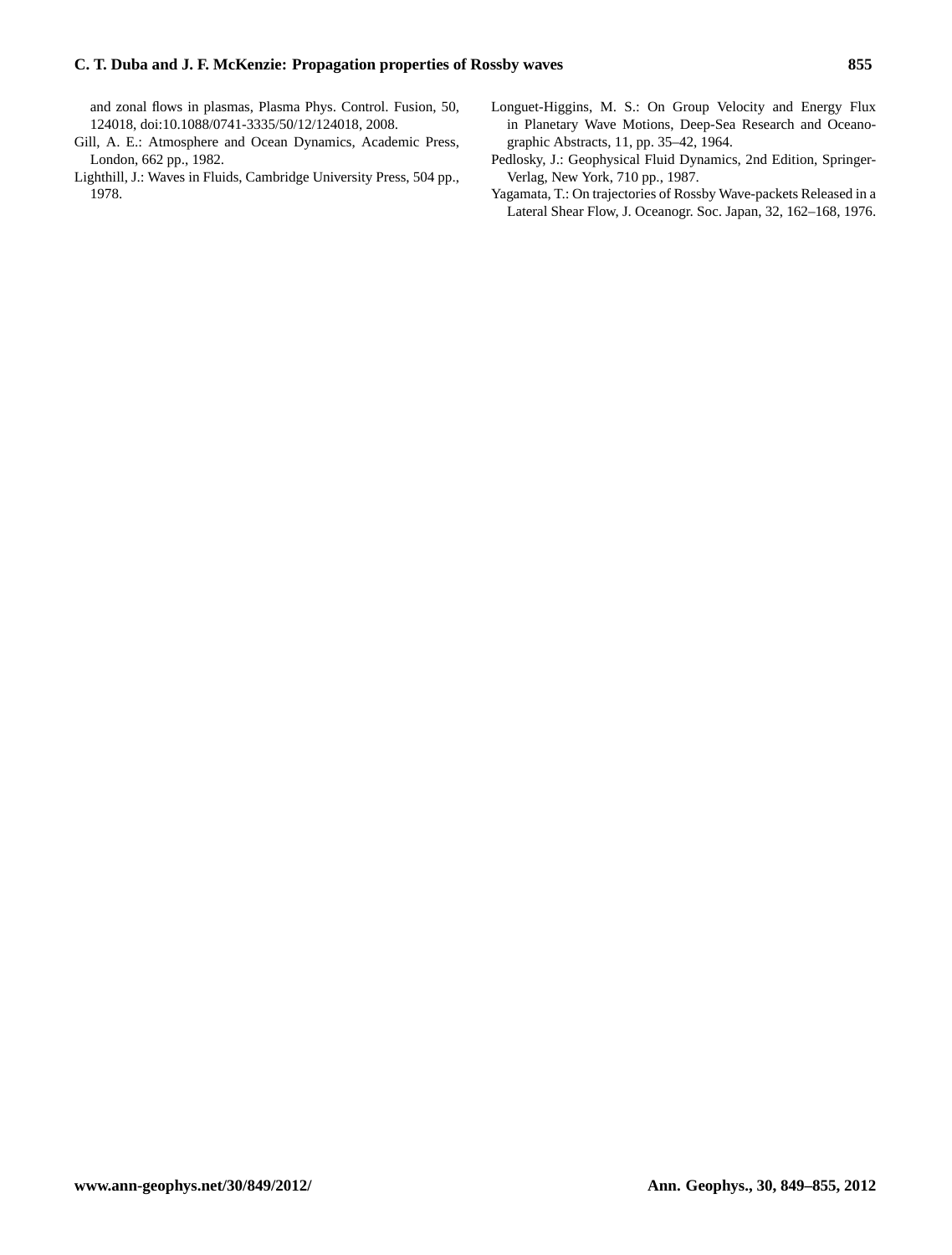and zonal flows in plasmas, Plasma Phys. Control. Fusion, 50, 124018, doi:10.1088/0741-3335/50/12/124018, 2008.

Gill, A. E.: Atmosphere and Ocean Dynamics, Academic Press, London, 662 pp., 1982.

Lighthill, J.: Waves in Fluids, Cambridge University Press, 504 pp., 1978.

Longuet-Higgins, M. S.: On Group Velocity and Energy Flux in Planetary Wave Motions, Deep-Sea Research and Oceanographic Abstracts, 11, pp. 35–42, 1964.

Pedlosky, J.: Geophysical Fluid Dynamics, 2nd Edition, Springer-Verlag, New York, 710 pp., 1987.

Yagamata, T.: On trajectories of Rossby Wave-packets Released in a Lateral Shear Flow, J. Oceanogr. Soc. Japan, 32, 162–168, 1976.